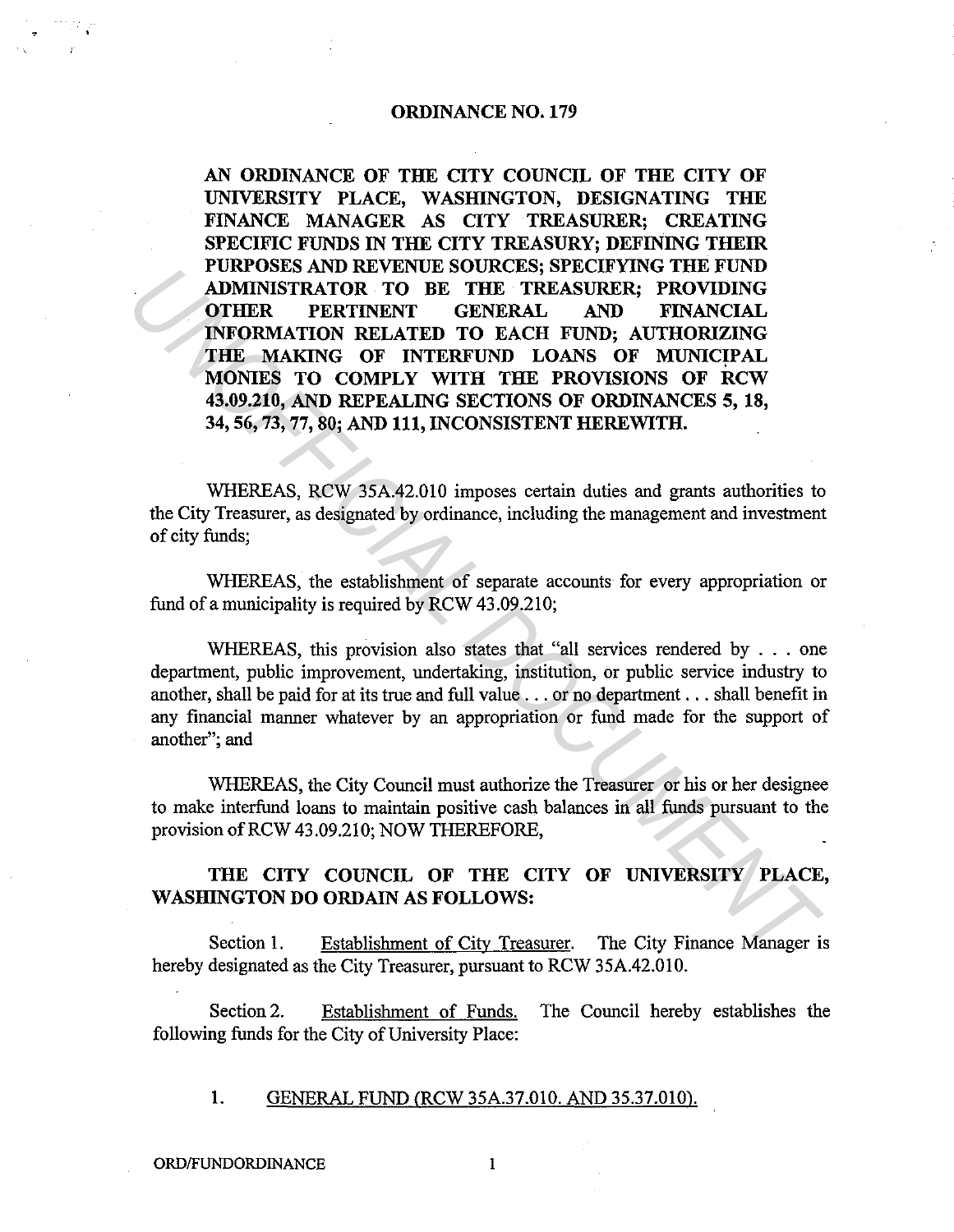# ORDINANCE NO. 179

**AN ORDINANCE OF THE CITY COUNCIL OF THE CITY OF UNIVERSITY PLACE, WASHINGTON, DESIGNATING THE FINANCE MANAGER AS CITY TREASURER; CREATING SPECIFIC FUNDS IN THE CITY TREASURY; DEFINING THEIR PURPOSES AND REVENUE SOURCES; SPECIFYING THE FUND ADMINISTRATOR TO BE THE TREASURER; PROVIDING OTHER PERTINENT GENERAL AND FINANCIAL INFORMATION RELATED TO EACH FUND; AUTHORIZING THE MAKING OF INTERFUND LOANS OF MUNICIPAL MONIES TO COMPLY WITH THE PROVISIONS OF RCW 43.09.210, AND REPEALING SECTIONS OF ORDINANCES 5, 18, 34, 56, 73, 77, 80; AND 111, INCONSISTENT HEREWITH.**

WHEREAS, RCW 35A.42.010 imposes certain duties and grants authorities to the City Treasurer, as designated by ordinance, including the management and investment of city funds;

WHEREAS, the establishment of separate accounts for every appropriation or fund of a municipality is required by RCW 43.09.210;

WHEREAS, this provision also states that "all services rendered by . . . one department, public improvement, undertaking, institution, or public service industry to another, shall be paid for at its true and full value . . . or no department . . . shall benefit in any financial manner whatever by an appropriation or fund made for the support of another"; and

WHEREAS, the City Council must authorize the Treasurer or his or her designee to make interfund loans to maintain positive cash balances in all funds pursuant to the provision of RCW 43.09.210; NOW THEREFORE,

**THE CITY COUNCIL OF THE CITY OF UNIVERSITY PLACE, WASHINGTON DO ORDAIN AS FOLLOWS:**

Section 1. Establishment of City Treasurer. The City Finance Manager is hereby designated as the City Treasurer, pursuant to RCW 35A.42.010.

Section 2. Establishment of Funds. The Council hereby establishes the following funds for the City of University Place:

1. GENERAL FUND (RCW 35A.37.010. AND 35.37.010).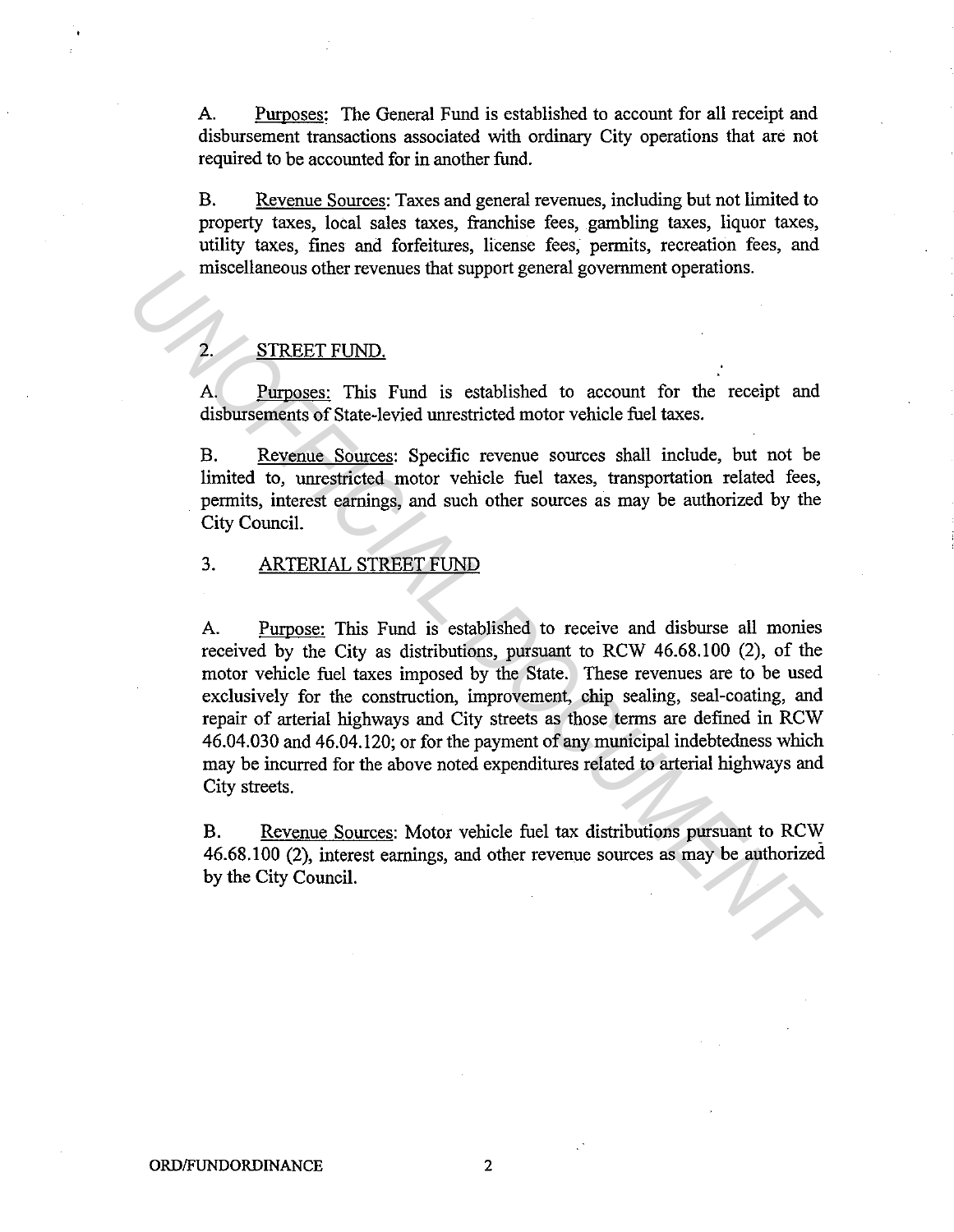A. Purposes: The General Fund is established to account for all receipt and disbursement transactions associated with ordinary City operations that are not required to be accounted for in another fund.

B. Revenue Sources: Taxes and general revenues, including but not limited to property taxes, local sales taxes, franchise fees, gambling taxes, liquor taxes, utility taxes, fines and forfeitures, license fees, permits, recreation fees, and miscellaneous other revenues that support general government operations.

2. STREET FUND.

A. Purposes: This Fund is established to account for the receipt and disbursements of State-levied unrestricted motor vehicle fuel taxes.

B. Revenue Sources: Specific revenue sources shall include, but not be limited to, unrestricted motor vehicle fuel taxes, transportation related fees, permits, interest earnings, and such other sources as may be authorized by the City Council.

3. ARTERIAL STREET FUND

A. Purpose: This Fund is established to receive and disburse all monies received by the City as distributions, pursuant to RCW 46.68.100 (2), of the motor vehicle fuel taxes imposed by the State. These revenues are to be used exclusively for the construction, improvement, chip sealing, seal-coating, and repair of arterial highways and City streets as those terms are defined in RCW 46.04.030 and 46.04.120; or for the payment of any municipal indebtedness which may be incurred for the above noted expenditures related to arterial highways and City streets.

B. Revenue Sources: Motor vehicle fuel tax distributions pursuant to RCW 46.68.100 (2), interest earnings, and other revenue sources as may be authorized by the City Council.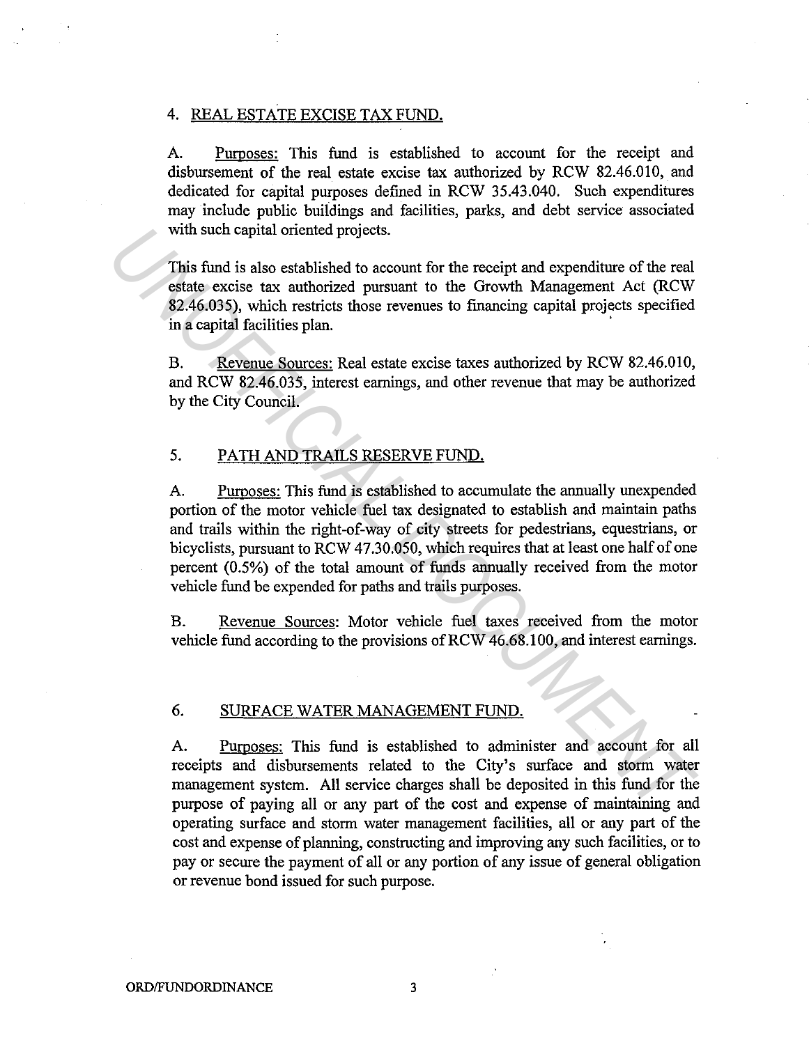4. REAL ESTATE EXCISE TAX FUND.

A. Purposes: This fund is established to account for the receipt and disbursement of the real estate excise tax authorized by RCW 82.46.010, and dedicated for capital purposes defined in RCW 35.43.040. Such expenditures may include public buildings and facilities, parks, and debt service associated with such capital oriented projects.

This fund is also established to account for the receipt and expenditure of the real estate excise tax authorized pursuant to the Growth Management Act (RCW 82.46.035), which restricts those revenues to financing capital projects specified in a capital facilities plan.

B. Revenue Sources: Real estate excise taxes authorized by RCW 82.46.010, and RCW 82.46.035, interest earnings, and other revenue that may be authorized by the City Council.

5. PATH AND TRAILS RESERVE FUND.

A. Purposes: This fund is established to accumulate the annually unexpended portion of the motor vehicle fuel tax designated to establish and maintain paths and trails within the right-of-way of city streets for pedestrians, equestrians, or bicyclists, pursuant to RCW 47.30.050, which requires that at least one half of one percent (0.5%) of the total amount of funds annually received from the motor vehicle fund be expended for paths and trails purposes.

B. Revenue Sources: Motor vehicle fuel taxes received from the motor vehicle fund according to the provisions of RCW 46.68.100, and interest earnings.

6. SURFACE WATER MANAGEMENT FUND.

A. Purposes: This fund is established to administer and account for all receipts and disbursements related to the City's surface and storm water management system. All service charges shall be deposited in this fund for the purpose of paying all or any part of the cost and expense of maintaining and operating surface and storm water management facilities, all or any part of the cost and expense of planning, constructing and improving any such facilities, or to pay or secure the payment of all or any portion of any issue of general obligation or revenue bond issued for such purpose.

ORD/FUNDORDINANCE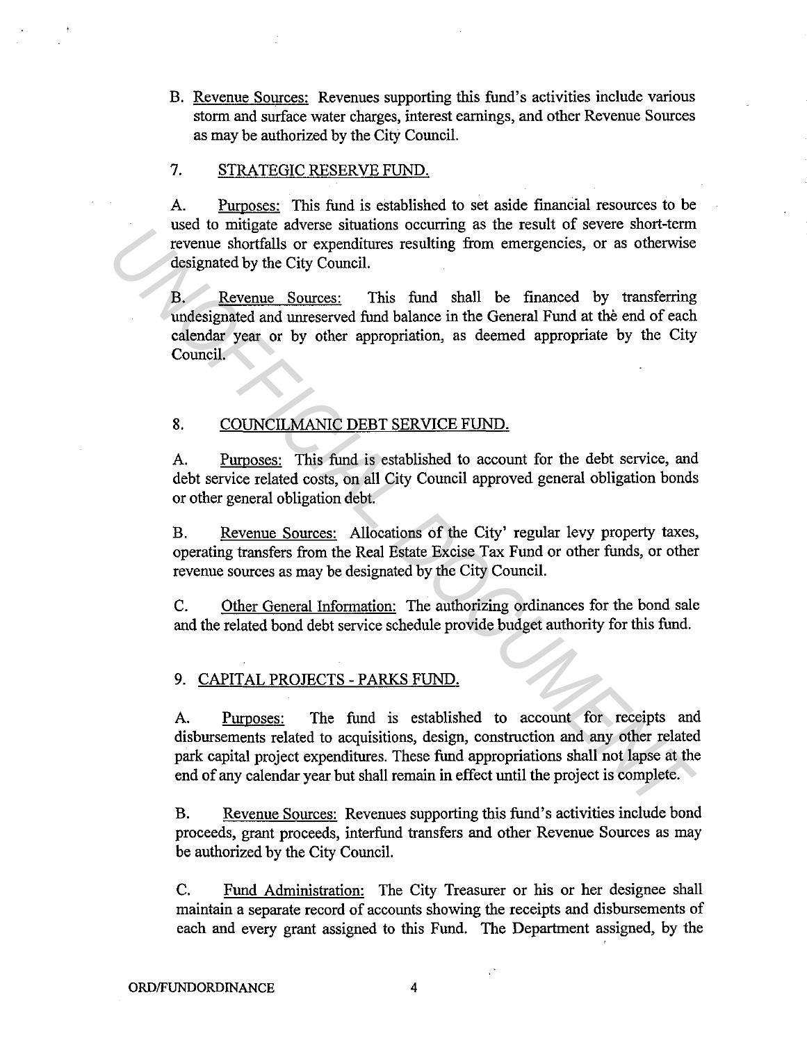B. Revenue Sources: Revenues supporting this fund's activities include various storm and surface water charges, interest earnings, and other Revenue Sources as may be authorized by the City Council.

7. STRATEGIC RESERVE FUND.

A. Purposes: This fund is established to set aside financial resources to be used to mitigate adverse situations occurring as the result of severe short-term revenue shortfalls or expenditures resulting from emergencies, or as otherwise designated by the City Council.

B. Revenue Sources: This fund shall be financed by transferring undesignated and unreserved fund balance in the General Fund at the end of each calendar year or by other appropriation, as deemed appropriate by the City Council.

8. COUNCILMANIC DEBT SERVICE FUND.

A. Purposes: This fund is established to account for the debt service, and debt service related costs, on all City Council approved general obligation bonds or other general obligation debt.

B. Revenue Sources: Allocations of the City' regular levy property taxes, operating transfers from the Real Estate Excise Tax Fund or other funds, or other revenue sources as may be designated by the City Council.

C. Other General Information: The authorizing ordinances for the bond sale and the related bond debt service schedule provide budget authority for this fund.

9. CAPITAL PROJECTS - PARKS FUND.

A. Purposes: The fund is established to account for receipts and disbursements related to acquisitions, design, construction and any other related park capital project expenditures. These fund appropriations shall not lapse at the end of any calendar year but shall remain in effect until the project is complete.

B. Revenue Sources: Revenues supporting this fund's activities include bond proceeds, grant proceeds, interfund transfers and other Revenue Sources as may be authorized by the City Council.

C. Fund Administration: The City Treasurer or his or her designee shall maintain a separate record of accounts showing the receipts and disbursements of each and every grant assigned to this Fund. The Department assigned, by the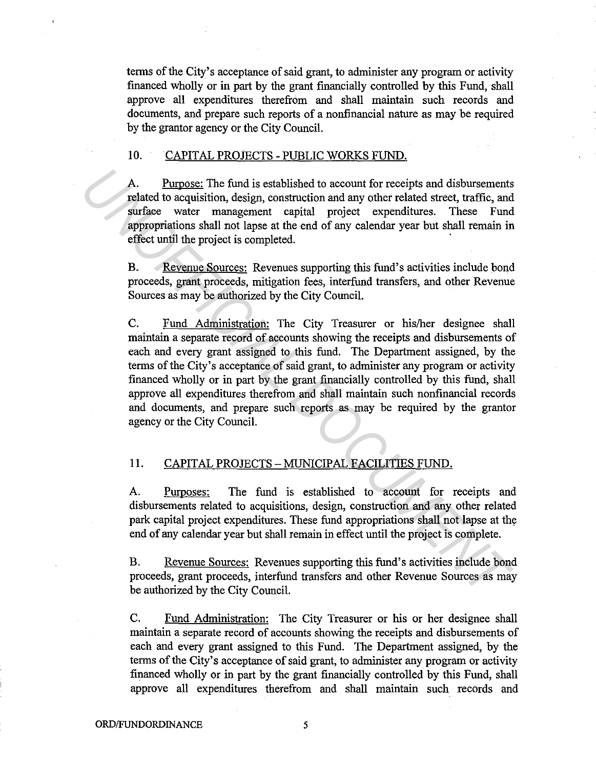terms of the City's acceptance of said grant, to administer any program or activity financed wholly or in part by the grant financially controlled by this Fund, shall approve all expenditures therefrom and shall maintain such records and documents, and prepare such reports of a nonfinancial nature as may be required by the grantor agency or the City Council.

10. CAPITAL PROJECTS - PUBLIC WORKS FUND.

A. Purpose: The fund is established to account for receipts and disbursements related to acquisition, design, construction and any other related street, traffic, and surface water management capital project expenditures. These Fund appropriations shall not lapse at the end of any calendar year but shall remain in effect until the project is completed.

B. Revenue Sources: Revenues supporting this fund's activities include bond proceeds, grant proceeds, mitigation fees, interfund transfers, and other Revenue Sources as may be authorized by the City Council.

C. Fund Administration: The City Treasurer or his/her designee shall maintain a separate record of accounts showing the receipts and disbursements of each and every grant assigned to this fund. The Department assigned, by the terms of the City's acceptance of said grant, to administer any program or activity financed wholly or in part by the grant financially controlled by this fund, shall approve all expenditures therefrom and shall maintain such nonfinancial records and documents, and prepare such reports as may be required by the grantor agency or the City Council.

11. CAPITAL PROJECTS – MUNICIPAL FACILITIES FUND.

A. Purposes: The fund is established to account for receipts and disbursements related to acquisitions, design, construction and any other related park capital project expenditures. These fund appropriations shall not lapse at the end of any calendar year but shall remain in effect until the project is complete.

B. Revenue Sources: Revenues supporting this fund's activities include bond proceeds, grant proceeds, interfund transfers and other Revenue Sources as may be authorized by the City Council.

C. Fund Administration: The City Treasurer or his or her designee shall maintain a separate record of accounts showing the receipts and disbursements of each and every grant assigned to this Fund. The Department assigned, by the terms of the City's acceptance of said grant, to administer any program or activity financed wholly or in part by the grant financially controlled by this Fund, shall approve all expenditures therefrom and shall maintain such records and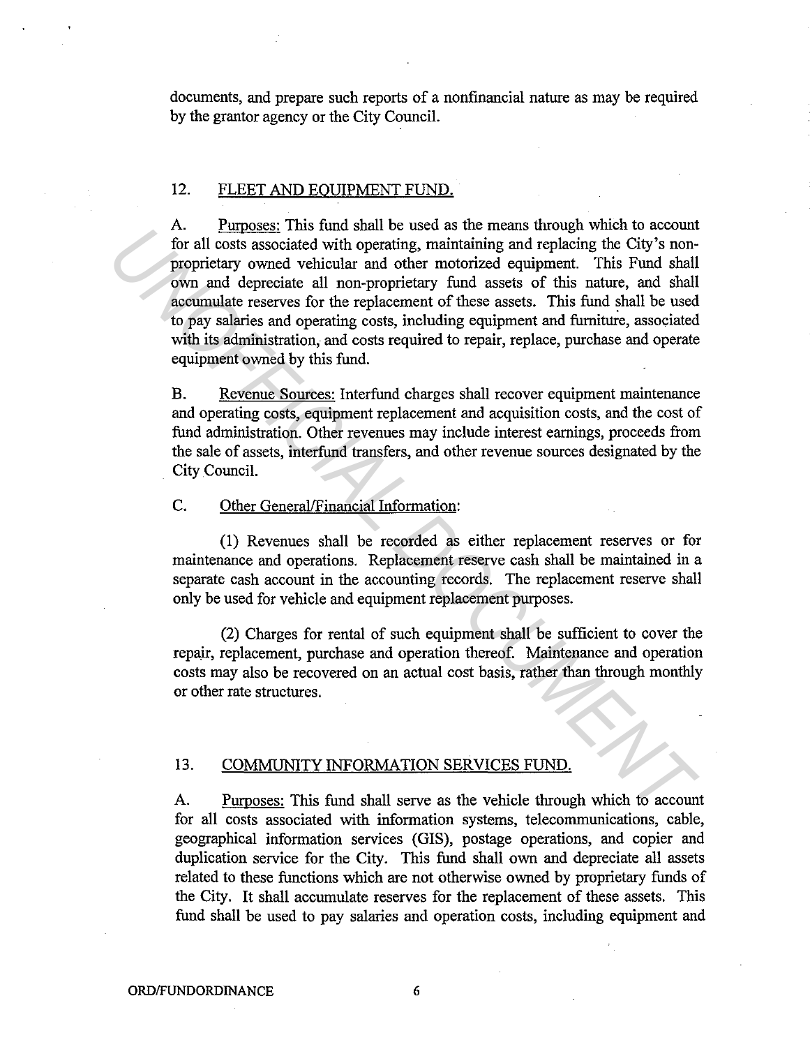documents, and prepare such reports of a nonfinancial nature as may be required by the grantor agency or the City Council.

## 12. FLEET AND EQUIPMENT FUND.

A. Purposes: This fund shall be used as the means through which to account for all costs associated with operating, maintaining and replacing the City's non-proprietary owned vehicular and other motorized equipment. This Fund shall own and depreciate all non-proprietary fund assets of this nature, and shall accumulate reserves for the replacement of these assets. This fund shall be used to pay salaries and operating costs, including equipment and furniture, associated with its administration, and costs required to repair, replace, purchase and operate equipment owned by this fund.

B. Revenue Sources: Interfund charges shall recover equipment maintenance and operating costs, equipment replacement and acquisition costs, and the cost of fund administration. Other revenues may include interest earnings, proceeds from the sale of assets, interfund transfers, and other revenue sources designated by the City Council.

C. Other General/Financial Information:

(1) Revenues shall be recorded as either replacement reserves or for maintenance and operations. Replacement reserve cash shall be maintained in a separate cash account in the accounting records. The replacement reserve shall only be used for vehicle and equipment replacement purposes.

(2) Charges for rental of such equipment shall be sufficient to cover the repair, replacement, purchase and operation thereof. Maintenance and operation costs may also be recovered on an actual cost basis, rather than through monthly or other rate structures.

## 13. COMMUNITY INFORMATION SERVICES FUND.

A. Purposes: This fund shall serve as the vehicle through which to account for all costs associated with information systems, telecommunications, cable, geographical information services (GIS), postage operations, and copier and duplication service for the City. This fund shall own and depreciate all assets related to these functions which are not otherwise owned by proprietary funds of the City. It shall accumulate reserves for the replacement of these assets. This fund shall be used to pay salaries and operation costs, including equipment and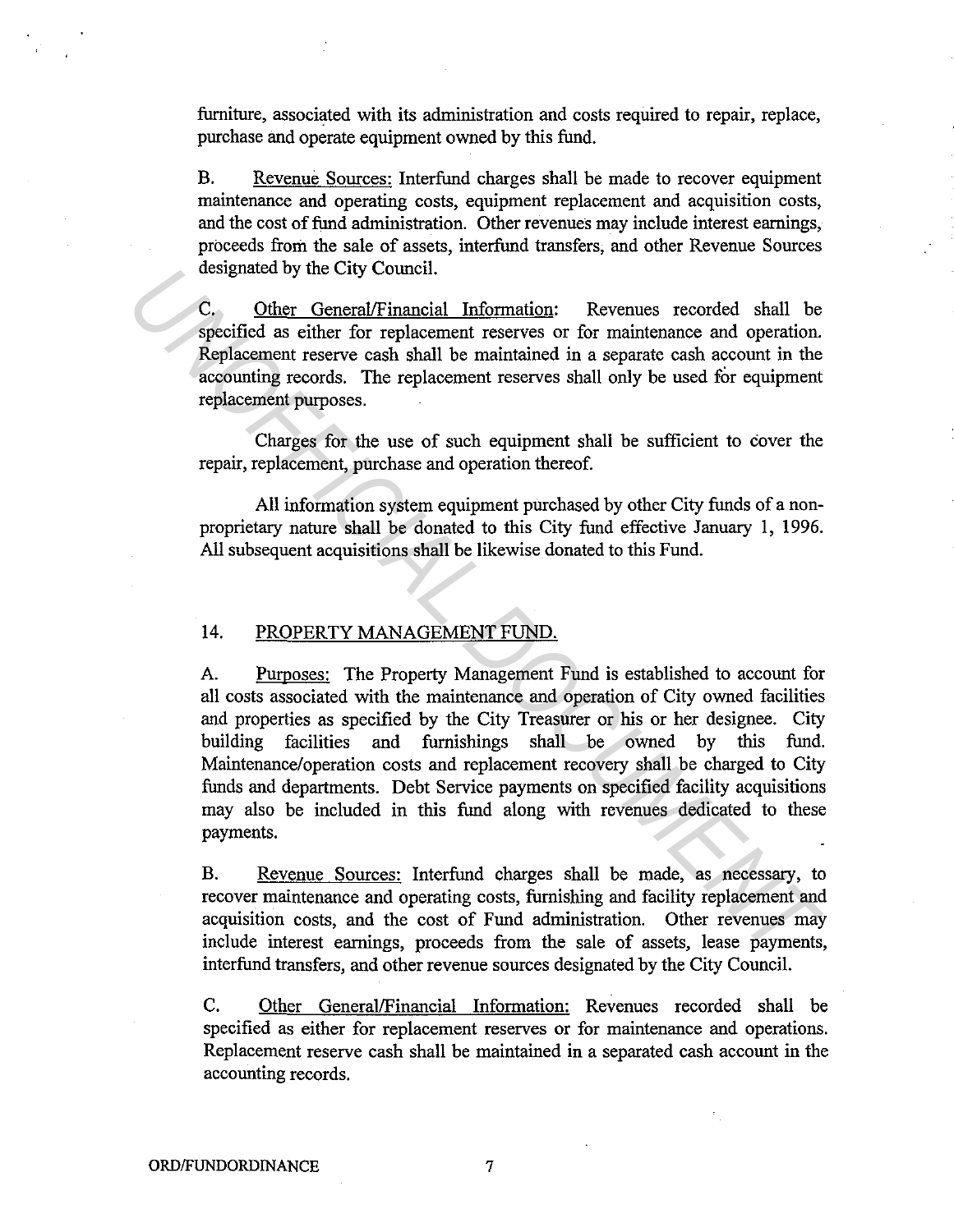furniture, associated with its administration and costs required to repair, replace, purchase and operate equipment owned by this fund.

B. Revenue Sources: Interfund charges shall be made to recover equipment maintenance and operating costs, equipment replacement and acquisition costs, and the cost of fund administration. Other revenues may include interest earnings, proceeds from the sale of assets, interfund transfers, and other Revenue Sources designated by the City Council.

C. Other General/Financial Information: Revenues recorded shall be specified as either for replacement reserves or for maintenance and operation. Replacement reserve cash shall be maintained in a separate cash account in the accounting records. The replacement reserves shall only be used for equipment replacement purposes.

Charges for the use of such equipment shall be sufficient to cover the repair, replacement, purchase and operation thereof.

All information system equipment purchased by other City funds of a non-proprietary nature shall be donated to this City fund effective January 1, 1996. All subsequent acquisitions shall be likewise donated to this Fund.

## 14. PROPERTY MANAGEMENT FUND.

A. Purposes: The Property Management Fund is established to account for all costs associated with the maintenance and operation of City owned facilities and properties as specified by the City Treasurer or his or her designee. City building facilities and furnishings shall be owned by this fund. Maintenance/operation costs and replacement recovery shall be charged to City funds and departments. Debt Service payments on specified facility acquisitions may also be included in this fund along with revenues dedicated to these payments.

B. Revenue Sources: Interfund charges shall be made, as necessary, to recover maintenance and operating costs, furnishing and facility replacement and acquisition costs, and the cost of Fund administration. Other revenues may include interest earnings, proceeds from the sale of assets, lease payments, interfund transfers, and other revenue sources designated by the City Council.

C. Other General/Financial Information: Revenues recorded shall be specified as either for replacement reserves or for maintenance and operations. Replacement reserve cash shall be maintained in a separated cash account in the accounting records.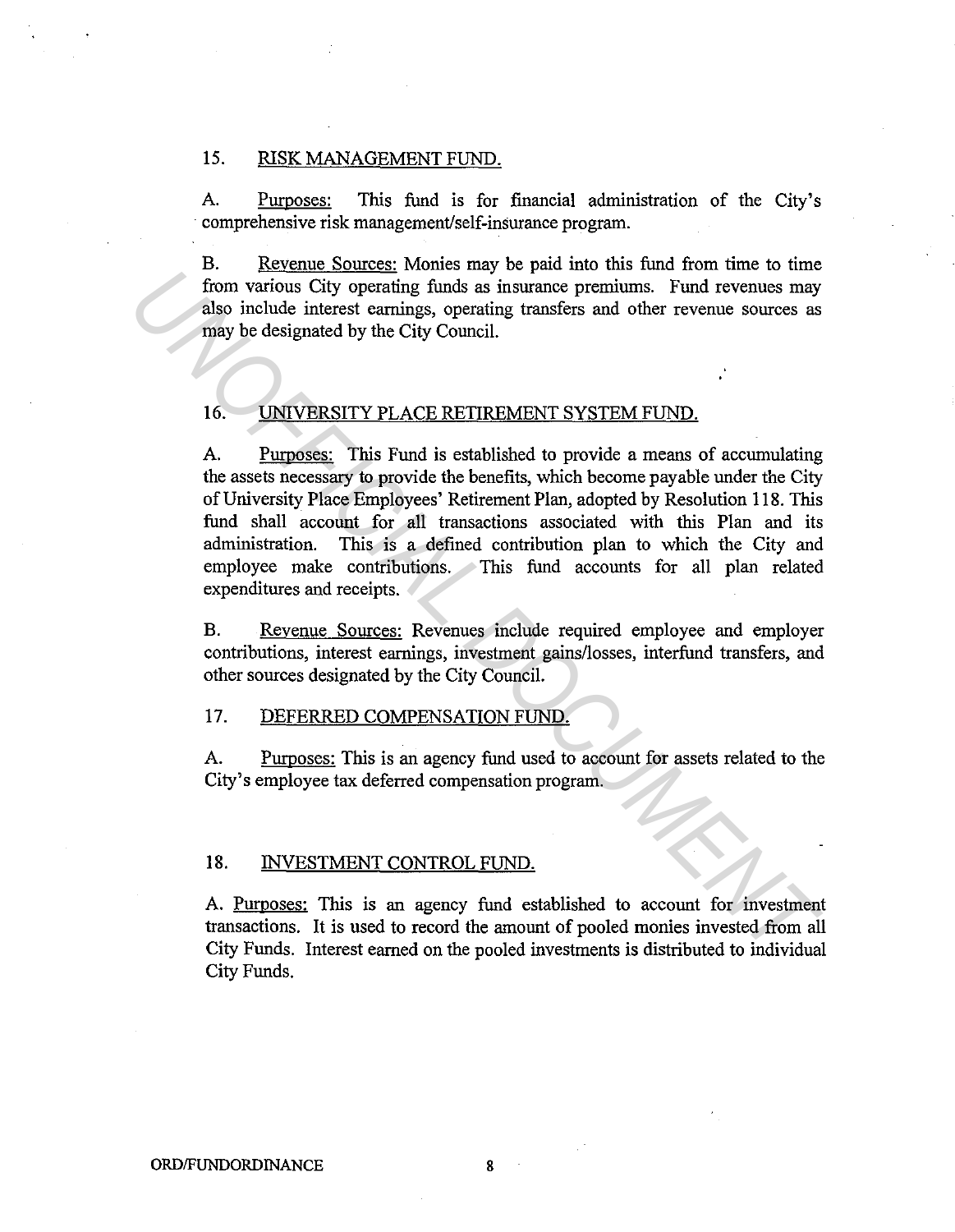15. RISK MANAGEMENT FUND.

A. Purposes: This fund is for financial administration of the City's comprehensive risk management/self-insurance program.

B. Revenue Sources: Monies may be paid into this fund from time to time from various City operating funds as insurance premiums. Fund revenues may also include interest earnings, operating transfers and other revenue sources as may be designated by the City Council.

16. UNIVERSITY PLACE RETIREMENT SYSTEM FUND.

A. Purposes: This Fund is established to provide a means of accumulating the assets necessary to provide the benefits, which become payable under the City of University Place Employees' Retirement Plan, adopted by Resolution 118. This fund shall account for all transactions associated with this Plan and its administration. This is a defined contribution plan to which the City and employee make contributions. This fund accounts for all plan related expenditures and receipts.

B. Revenue Sources: Revenues include required employee and employer contributions, interest earnings, investment gains/losses, interfund transfers, and other sources designated by the City Council.

17. DEFERRED COMPENSATION FUND.

A. Purposes: This is an agency fund used to account for assets related to the City's employee tax deferred compensation program.

18. INVESTMENT CONTROL FUND.

A. Purposes: This is an agency fund established to account for investment transactions. It is used to record the amount of pooled monies invested from all City Funds. Interest earned on the pooled investments is distributed to individual City Funds.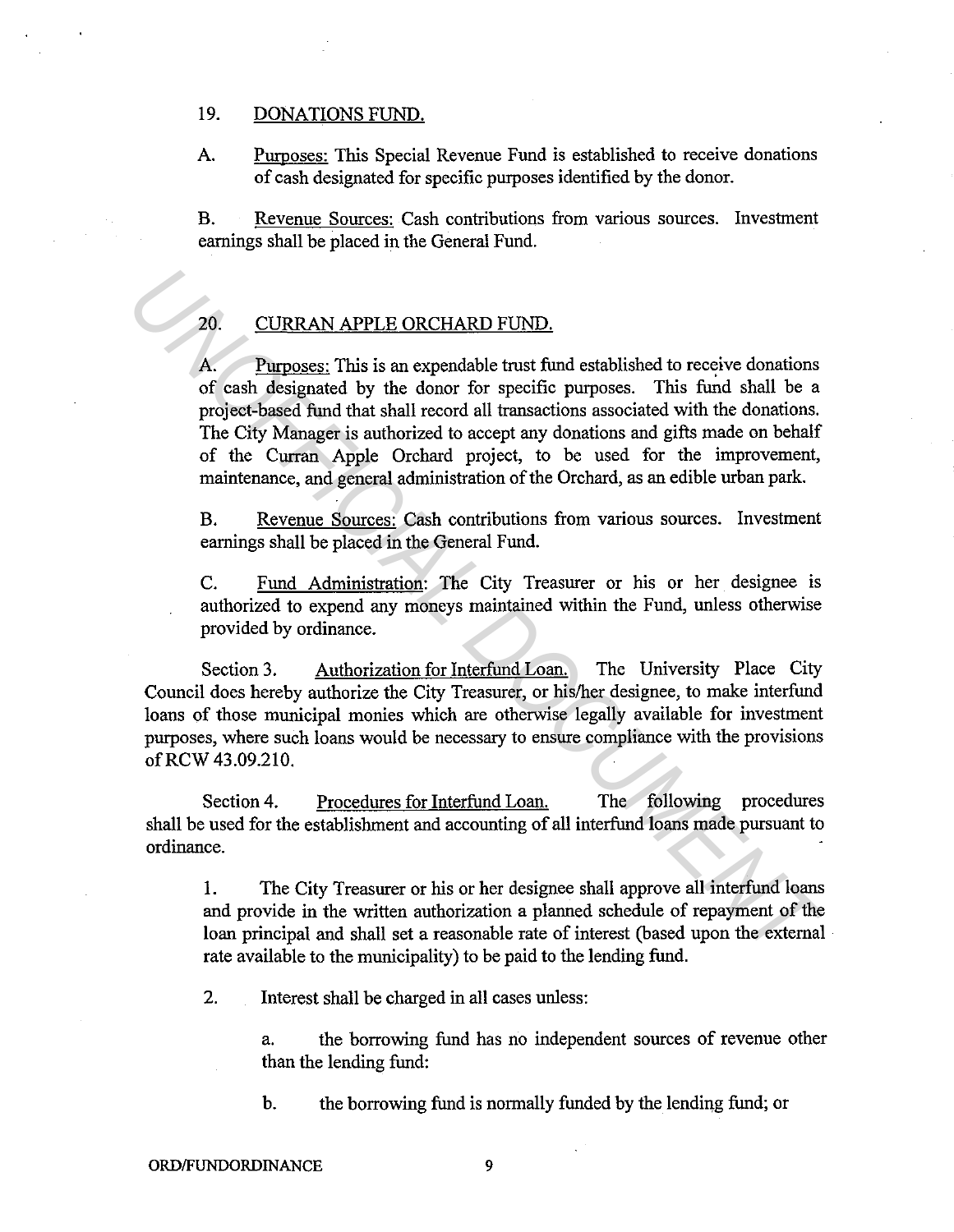19. DONATIONS FUND.

A. Purposes: This Special Revenue Fund is established to receive donations of cash designated for specific purposes identified by the donor.

B. Revenue Sources: Cash contributions from various sources. Investment earnings shall be placed in the General Fund.

20. CURRAN APPLE ORCHARD FUND.

A. Purposes: This is an expendable trust fund established to receive donations of cash designated by the donor for specific purposes. This fund shall be a project-based fund that shall record all transactions associated with the donations. The City Manager is authorized to accept any donations and gifts made on behalf of the Curran Apple Orchard project, to be used for the improvement, maintenance, and general administration of the Orchard, as an edible urban park.

B. Revenue Sources: Cash contributions from various sources. Investment earnings shall be placed in the General Fund.

C. Fund Administration: The City Treasurer or his or her designee is authorized to expend any moneys maintained within the Fund, unless otherwise provided by ordinance.

Section 3. Authorization for Interfund Loan. The University Place City Council does hereby authorize the City Treasurer, or his/her designee, to make interfund loans of those municipal monies which are otherwise legally available for investment purposes, where such loans would be necessary to ensure compliance with the provisions of RCW 43.09.210.

Section 4. Procedures for Interfund Loan. The following procedures shall be used for the establishment and accounting of all interfund loans made pursuant to ordinance.

1. The City Treasurer or his or her designee shall approve all interfund loans and provide in the written authorization a planned schedule of repayment of the loan principal and shall set a reasonable rate of interest (based upon the external rate available to the municipality) to be paid to the lending fund.

2. Interest shall be charged in all cases unless:

   a. the borrowing fund has no independent sources of revenue other than the lending fund:

   b. the borrowing fund is normally funded by the lending fund; or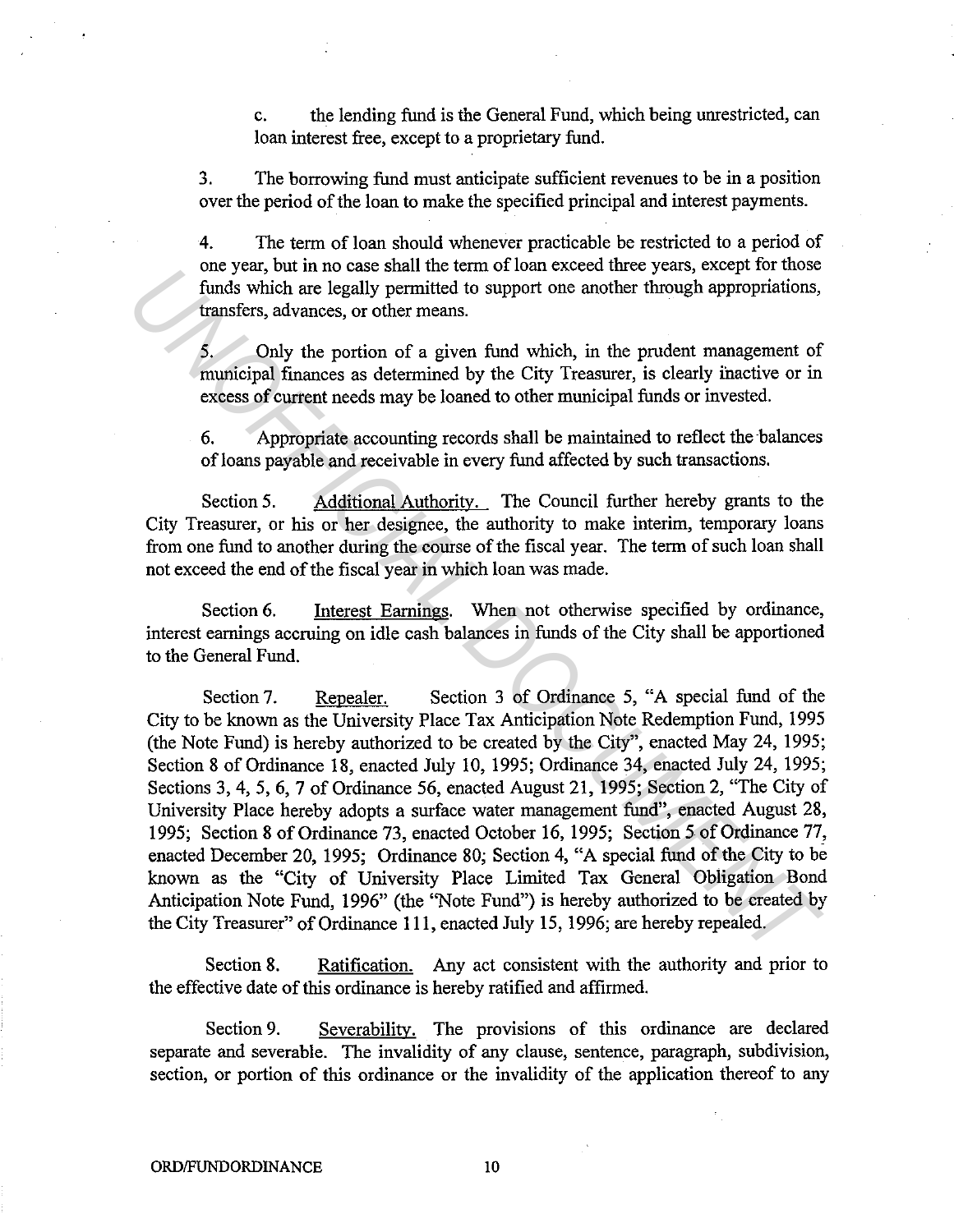c. the lending fund is the General Fund, which being unrestricted, can loan interest free, except to a proprietary fund.

3. The borrowing fund must anticipate sufficient revenues to be in a position over the period of the loan to make the specified principal and interest payments.

4. The term of loan should whenever practicable be restricted to a period of one year, but in no case shall the term of loan exceed three years, except for those funds which are legally permitted to support one another through appropriations, transfers, advances, or other means.

5. Only the portion of a given fund which, in the prudent management of municipal finances as determined by the City Treasurer, is clearly inactive or in excess of current needs may be loaned to other municipal funds or invested.

6. Appropriate accounting records shall be maintained to reflect the balances of loans payable and receivable in every fund affected by such transactions.

Section 5. Additional Authority. The Council further hereby grants to the City Treasurer, or his or her designee, the authority to make interim, temporary loans from one fund to another during the course of the fiscal year. The term of such loan shall not exceed the end of the fiscal year in which loan was made.

Section 6. Interest Earnings. When not otherwise specified by ordinance, interest earnings accruing on idle cash balances in funds of the City shall be apportioned to the General Fund.

Section 7. Repealer. Section 3 of Ordinance 5, "A special fund of the City to be known as the University Place Tax Anticipation Note Redemption Fund, 1995 (the Note Fund) is hereby authorized to be created by the City", enacted May 24, 1995; Section 8 of Ordinance 18, enacted July 10, 1995; Ordinance 34, enacted July 24, 1995; Sections 3, 4, 5, 6, 7 of Ordinance 56, enacted August 21, 1995; Section 2, "The City of University Place hereby adopts a surface water management fund", enacted August 28, 1995; Section 8 of Ordinance 73, enacted October 16, 1995; Section 5 of Ordinance 77, enacted December 20, 1995; Ordinance 80; Section 4, "A special fund of the City to be known as the "City of University Place Limited Tax General Obligation Bond Anticipation Note Fund, 1996" (the "Note Fund") is hereby authorized to be created by the City Treasurer" of Ordinance 111, enacted July 15, 1996; are hereby repealed.

Section 8. Ratification. Any act consistent with the authority and prior to the effective date of this ordinance is hereby ratified and affirmed.

Section 9. Severability. The provisions of this ordinance are declared separate and severable. The invalidity of any clause, sentence, paragraph, subdivision, section, or portion of this ordinance or the invalidity of the application thereof to any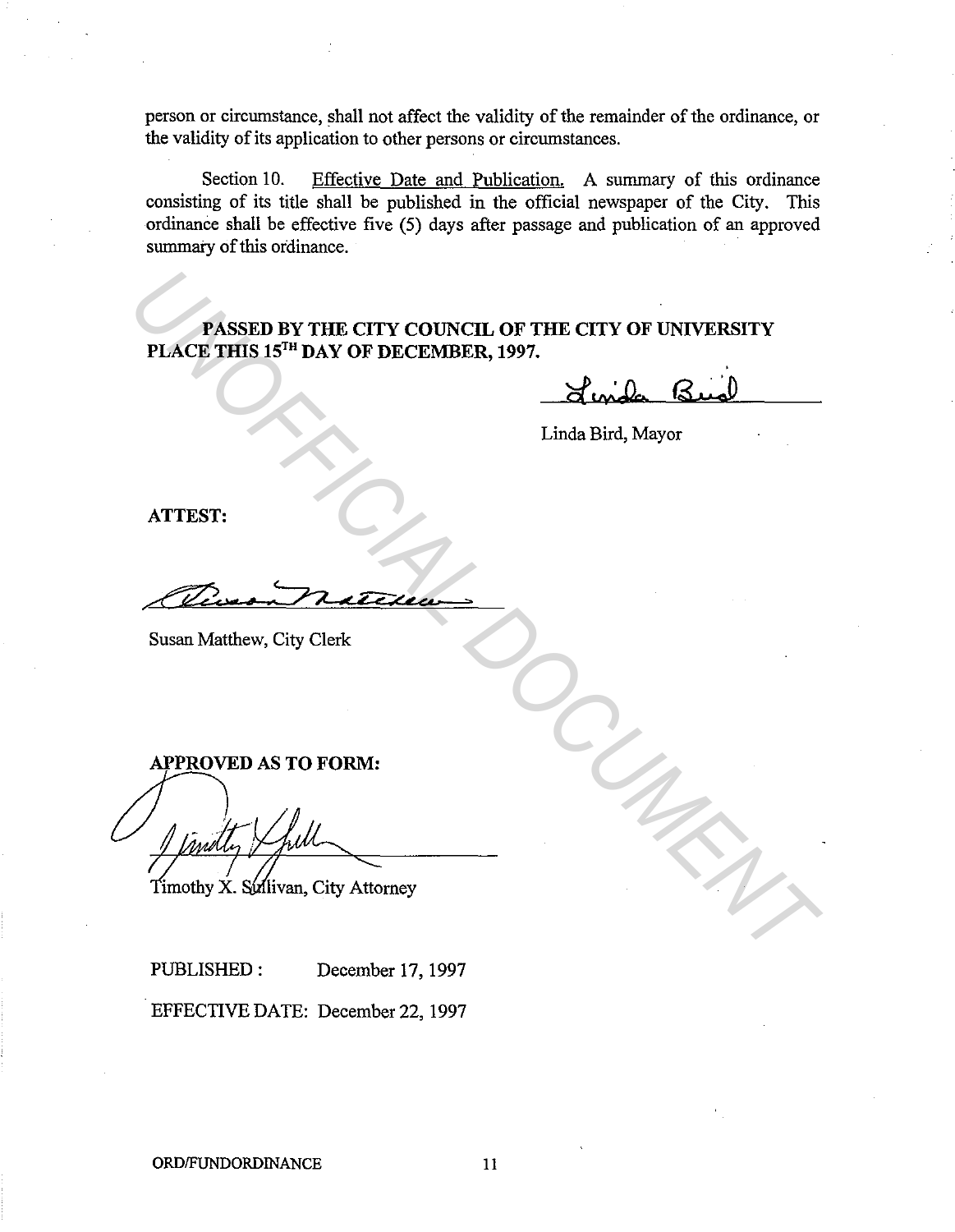person or circumstance, shall not affect the validity of the remainder of the ordinance, or the validity of its application to other persons or circumstances.

Section 10. Effective Date and Publication. A summary of this ordinance consisting of its title shall be published in the official newspaper of the City. This ordinance shall be effective five (5) days after passage and publication of an approved summary of this ordinance.

**PASSED BY THE CITY COUNCIL OF THE CITY OF UNIVERSITY PLACE THIS 15TH DAY OF DECEMBER, 1997.**

Linda Bird, Mayor

**ATTEST:**

Susan Matthew, City Clerk

**APPROVED AS TO FORM:**

Timothy X. Sullivan, City Attorney

PUBLISHED: December 17, 1997

EFFECTIVE DATE: December 22, 1997

ORD/FUNDORDINANCE